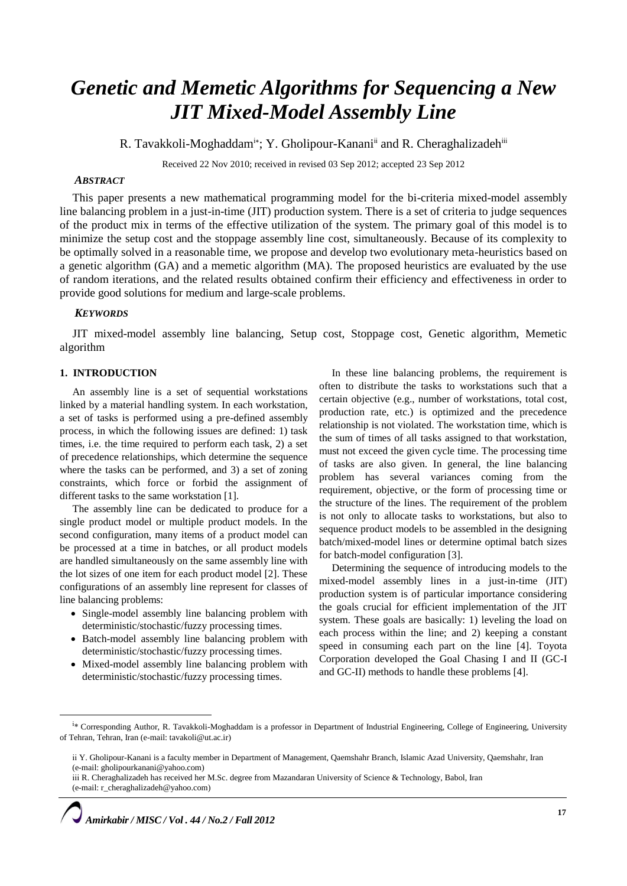# *Genetic and Memetic Algorithms for Sequencing a New JIT Mixed-Model Assembly Line*

R. Tavakkoli-Moghaddam[i*]; Y. Gholipour-Kanani[ii] and R. Cheraghalizadeh[iii]

Received 22 Nov 2010; received in revised 03 Sep 2012; accepted 23 Sep 2012

### *ABSTRACT*

This paper presents a new mathematical programming model for the bi-criteria mixed-model assembly line balancing problem in a just-in-time (JIT) production system. There is a set of criteria to judge sequences of the product mix in terms of the effective utilization of the system. The primary goal of this model is to minimize the setup cost and the stoppage assembly line cost, simultaneously. Because of its complexity to be optimally solved in a reasonable time, we propose and develop two evolutionary meta-heuristics based on a genetic algorithm (GA) and a memetic algorithm (MA). The proposed heuristics are evaluated by the use of random iterations, and the related results obtained confirm their efficiency and effectiveness in order to provide good solutions for medium and large-scale problems.

### *KEYWORDS*

JIT mixed-model assembly line balancing, Setup cost, Stoppage cost, Genetic algorithm, Memetic algorithm

## 1. INTRODUCTION

An assembly line is a set of sequential workstations linked by a material handling system. In each workstation, a set of tasks is performed using a pre-defined assembly process, in which the following issues are defined: 1) task times, i.e. the time required to perform each task, 2) a set of precedence relationships, which determine the sequence where the tasks can be performed, and 3) a set of zoning constraints, which force or forbid the assignment of different tasks to the same workstation [1].

The assembly line can be dedicated to produce for a single product model or multiple product models. In the second configuration, many items of a product model can be processed at a time in batches, or all product models are handled simultaneously on the same assembly line with the lot sizes of one item for each product model [2]. These configurations of an assembly line represent for classes of line balancing problems:

- Single-model assembly line balancing problem with deterministic/stochastic/fuzzy processing times.
- Batch-model assembly line balancing problem with deterministic/stochastic/fuzzy processing times.
- Mixed-model assembly line balancing problem with deterministic/stochastic/fuzzy processing times.

In these line balancing problems, the requirement is often to distribute the tasks to workstations such that a certain objective (e.g., number of workstations, total cost, production rate, etc.) is optimized and the precedence relationship is not violated. The workstation time, which is the sum of times of all tasks assigned to that workstation, must not exceed the given cycle time. The processing time of tasks are also given. In general, the line balancing problem has several variances coming from the requirement, objective, or the form of processing time or the structure of the lines. The requirement of the problem is not only to allocate tasks to workstations, but also to sequence product models to be assembled in the designing batch/mixed-model lines or determine optimal batch sizes for batch-model configuration [3].

Determining the sequence of introducing models to the mixed-model assembly lines in a just-in-time (JIT) production system is of particular importance considering the goals crucial for efficient implementation of the JIT system. These goals are basically: 1) leveling the load on each process within the line; and 2) keeping a constant speed in consuming each part on the line [4]. Toyota Corporation developed the Goal Chasing I and II (GC-I and GC-II) methods to handle these problems [4].

---

[i]* Corresponding Author, R. Tavakkoli-Moghaddam is a professor in Department of Industrial Engineering, College of Engineering, University of Tehran, Tehran, Iran (e-mail: tavakoli@ut.ac.ir)

ii Y. Gholipour-Kanani is a faculty member in Department of Management, Qaemshahr Branch, Islamic Azad University, Qaemshahr, Iran (e-mail: gholipourkanani@yahoo.com)

iii R. Cheraghalizadeh has received her M.Sc. degree from Mazandaran University of Science & Technology, Babol, Iran (e-mail: r_cheraghalizadeh@yahoo.com)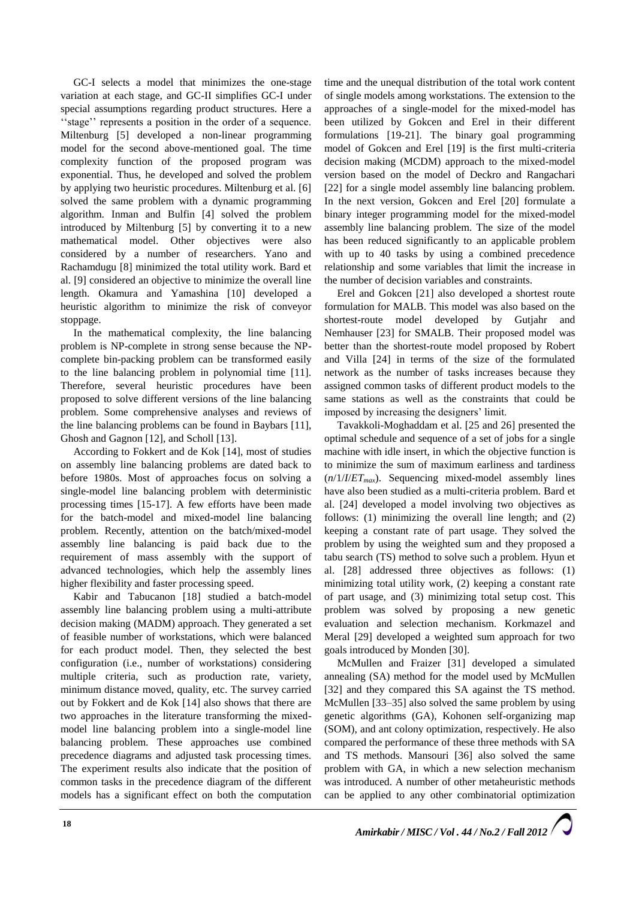GC-I selects a model that minimizes the one-stage variation at each stage, and GC-II simplifies GC-I under special assumptions regarding product structures. Here a ''stage'' represents a position in the order of a sequence. Miltenburg [5] developed a non-linear programming model for the second above-mentioned goal. The time complexity function of the proposed program was exponential. Thus, he developed and solved the problem by applying two heuristic procedures. Miltenburg et al. [6] solved the same problem with a dynamic programming algorithm. Inman and Bulfin [4] solved the problem introduced by Miltenburg [5] by converting it to a new mathematical model. Other objectives were also considered by a number of researchers. Yano and Rachamdugu [8] minimized the total utility work. Bard et al. [9] considered an objective to minimize the overall line length. Okamura and Yamashina [10] developed a heuristic algorithm to minimize the risk of conveyor stoppage.

In the mathematical complexity, the line balancing problem is NP-complete in strong sense because the NP-complete bin-packing problem can be transformed easily to the line balancing problem in polynomial time [11]. Therefore, several heuristic procedures have been proposed to solve different versions of the line balancing problem. Some comprehensive analyses and reviews of the line balancing problems can be found in Baybars [11], Ghosh and Gagnon [12], and Scholl [13].

According to Fokkert and de Kok [14], most of studies on assembly line balancing problems are dated back to before 1980s. Most of approaches focus on solving a single-model line balancing problem with deterministic processing times [15-17]. A few efforts have been made for the batch-model and mixed-model line balancing problem. Recently, attention on the batch/mixed-model assembly line balancing is paid back due to the requirement of mass assembly with the support of advanced technologies, which help the assembly lines higher flexibility and faster processing speed.

Kabir and Tabucanon [18] studied a batch-model assembly line balancing problem using a multi-attribute decision making (MADM) approach. They generated a set of feasible number of workstations, which were balanced for each product model. Then, they selected the best configuration (i.e., number of workstations) considering multiple criteria, such as production rate, variety, minimum distance moved, quality, etc. The survey carried out by Fokkert and de Kok [14] also shows that there are two approaches in the literature transforming the mixed-model line balancing problem into a single-model line balancing problem. These approaches use combined precedence diagrams and adjusted task processing times. The experiment results also indicate that the position of common tasks in the precedence diagram of the different models has a significant effect on both the computation time and the unequal distribution of the total work content of single models among workstations. The extension to the approaches of a single-model for the mixed-model has been utilized by Gokcen and Erel in their different formulations [19-21]. The binary goal programming model of Gokcen and Erel [19] is the first multi-criteria decision making (MCDM) approach to the mixed-model version based on the model of Deckro and Rangachari [22] for a single model assembly line balancing problem. In the next version, Gokcen and Erel [20] formulate a binary integer programming model for the mixed-model assembly line balancing problem. The size of the model has been reduced significantly to an applicable problem with up to 40 tasks by using a combined precedence relationship and some variables that limit the increase in the number of decision variables and constraints.

Erel and Gokcen [21] also developed a shortest route formulation for MALB. This model was also based on the shortest-route model developed by Gutjahr and Nemhauser [23] for SMALB. Their proposed model was better than the shortest-route model proposed by Robert and Villa [24] in terms of the size of the formulated network as the number of tasks increases because they assigned common tasks of different product models to the same stations as well as the constraints that could be imposed by increasing the designers' limit.

Tavakkoli-Moghaddam et al. [25 and 26] presented the optimal schedule and sequence of a set of jobs for a single machine with idle insert, in which the objective function is to minimize the sum of maximum earliness and tardiness ($n/1/I/ET_{max}$). Sequencing mixed-model assembly lines have also been studied as a multi-criteria problem. Bard et al. [24] developed a model involving two objectives as follows: (1) minimizing the overall line length; and (2) keeping a constant rate of part usage. They solved the problem by using the weighted sum and they proposed a tabu search (TS) method to solve such a problem. Hyun et al. [28] addressed three objectives as follows: (1) minimizing total utility work, (2) keeping a constant rate of part usage, and (3) minimizing total setup cost. This problem was solved by proposing a new genetic evaluation and selection mechanism. Korkmazel and Meral [29] developed a weighted sum approach for two goals introduced by Monden [30].

McMullen and Fraizer [31] developed a simulated annealing (SA) method for the model used by McMullen [32] and they compared this SA against the TS method. McMullen [33–35] also solved the same problem by using genetic algorithms (GA), Kohonen self-organizing map (SOM), and ant colony optimization, respectively. He also compared the performance of these three methods with SA and TS methods. Mansouri [36] also solved the same problem with GA, in which a new selection mechanism was introduced. A number of other metaheuristic methods can be applied to any other combinatorial optimization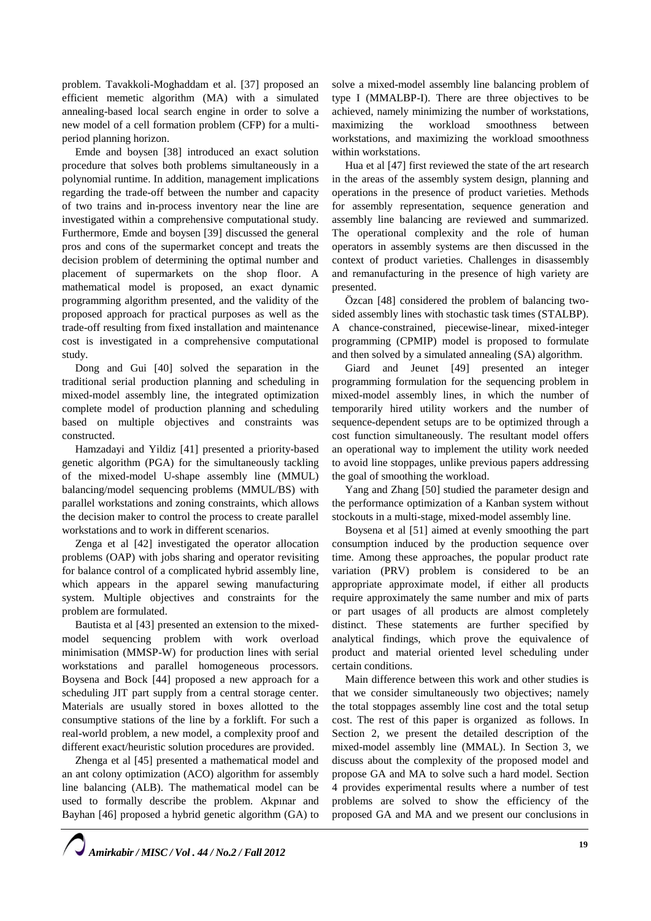problem. Tavakkoli-Moghaddam et al. [37] proposed an efficient memetic algorithm (MA) with a simulated annealing-based local search engine in order to solve a new model of a cell formation problem (CFP) for a multi-period planning horizon.

Emde and boysen [38] introduced an exact solution procedure that solves both problems simultaneously in a polynomial runtime. In addition, management implications regarding the trade-off between the number and capacity of two trains and in-process inventory near the line are investigated within a comprehensive computational study. Furthermore, Emde and boysen [39] discussed the general pros and cons of the supermarket concept and treats the decision problem of determining the optimal number and placement of supermarkets on the shop floor. A mathematical model is proposed, an exact dynamic programming algorithm presented, and the validity of the proposed approach for practical purposes as well as the trade-off resulting from fixed installation and maintenance cost is investigated in a comprehensive computational study.

Dong and Gui [40] solved the separation in the traditional serial production planning and scheduling in mixed-model assembly line, the integrated optimization complete model of production planning and scheduling based on multiple objectives and constraints was constructed.

Hamzadayi and Yildiz [41] presented a priority-based genetic algorithm (PGA) for the simultaneously tackling of the mixed-model U-shape assembly line (MMUL) balancing/model sequencing problems (MMUL/BS) with parallel workstations and zoning constraints, which allows the decision maker to control the process to create parallel workstations and to work in different scenarios.

Zenga et al [42] investigated the operator allocation problems (OAP) with jobs sharing and operator revisiting for balance control of a complicated hybrid assembly line, which appears in the apparel sewing manufacturing system. Multiple objectives and constraints for the problem are formulated.

Bautista et al [43] presented an extension to the mixed-model sequencing problem with work overload minimisation (MMSP-W) for production lines with serial workstations and parallel homogeneous processors. Boysena and Bock [44] proposed a new approach for a scheduling JIT part supply from a central storage center. Materials are usually stored in boxes allotted to the consumptive stations of the line by a forklift. For such a real-world problem, a new model, a complexity proof and different exact/heuristic solution procedures are provided.

Zhenga et al [45] presented a mathematical model and an ant colony optimization (ACO) algorithm for assembly line balancing (ALB). The mathematical model can be used to formally describe the problem. Akpınar and Bayhan [46] proposed a hybrid genetic algorithm (GA) to solve a mixed-model assembly line balancing problem of type I (MMALBP-I). There are three objectives to be achieved, namely minimizing the number of workstations, maximizing the workload smoothness between workstations, and maximizing the workload smoothness within workstations.

Hua et al [47] first reviewed the state of the art research in the areas of the assembly system design, planning and operations in the presence of product varieties. Methods for assembly representation, sequence generation and assembly line balancing are reviewed and summarized. The operational complexity and the role of human operators in assembly systems are then discussed in the context of product varieties. Challenges in disassembly and remanufacturing in the presence of high variety are presented.

Özcan [48] considered the problem of balancing two-sided assembly lines with stochastic task times (STALBP). A chance-constrained, piecewise-linear, mixed-integer programming (CPMIP) model is proposed to formulate and then solved by a simulated annealing (SA) algorithm.

Giard and Jeunet [49] presented an integer programming formulation for the sequencing problem in mixed-model assembly lines, in which the number of temporarily hired utility workers and the number of sequence-dependent setups are to be optimized through a cost function simultaneously. The resultant model offers an operational way to implement the utility work needed to avoid line stoppages, unlike previous papers addressing the goal of smoothing the workload.

Yang and Zhang [50] studied the parameter design and the performance optimization of a Kanban system without stockouts in a multi-stage, mixed-model assembly line.

Boysena et al [51] aimed at evenly smoothing the part consumption induced by the production sequence over time. Among these approaches, the popular product rate variation (PRV) problem is considered to be an appropriate approximate model, if either all products require approximately the same number and mix of parts or part usages of all products are almost completely distinct. These statements are further specified by analytical findings, which prove the equivalence of product and material oriented level scheduling under certain conditions.

Main difference between this work and other studies is that we consider simultaneously two objectives; namely the total stoppages assembly line cost and the total setup cost. The rest of this paper is organized as follows. In Section 2, we present the detailed description of the mixed-model assembly line (MMAL). In Section 3, we discuss about the complexity of the proposed model and propose GA and MA to solve such a hard model. Section 4 provides experimental results where a number of test problems are solved to show the efficiency of the proposed GA and MA and we present our conclusions in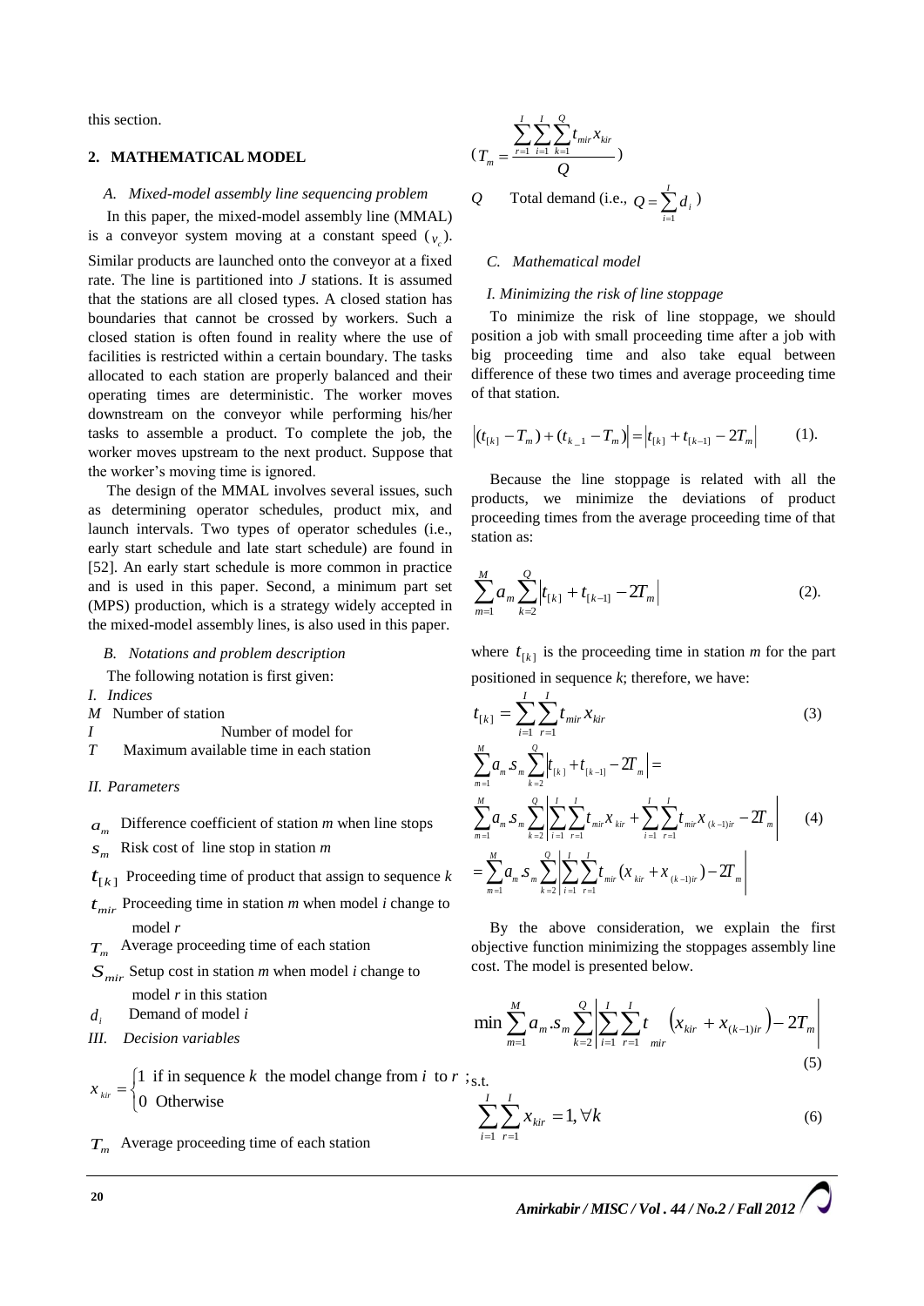this section.

## 2. MATHEMATICAL MODEL

### *A. Mixed-model assembly line sequencing problem*

In this paper, the mixed-model assembly line (MMAL) is a conveyor system moving at a constant speed ($v_c$). Similar products are launched onto the conveyor at a fixed rate. The line is partitioned into *J* stations. It is assumed that the stations are all closed types. A closed station has boundaries that cannot be crossed by workers. Such a closed station is often found in reality where the use of facilities is restricted within a certain boundary. The tasks allocated to each station are properly balanced and their operating times are deterministic. The worker moves downstream on the conveyor while performing his/her tasks to assemble a product. To complete the job, the worker moves upstream to the next product. Suppose that the worker's moving time is ignored.

The design of the MMAL involves several issues, such as determining operator schedules, product mix, and launch intervals. Two types of operator schedules (i.e., early start schedule and late start schedule) are found in [52]. An early start schedule is more common in practice and is used in this paper. Second, a minimum part set (MPS) production, which is a strategy widely accepted in the mixed-model assembly lines, is also used in this paper.

### *B. Notations and problem description*

The following notation is first given:

*I. Indices*

*M* Number of station

*I* Number of model for

*T* Maximum available time in each station

*II. Parameters*

$a_m$ Difference coefficient of station *m* when line stops

$s_m$ Risk cost of line stop in station *m*

$t_{[k]}$ Proceeding time of product that assign to sequence *k*

$t_{mir}$ Proceeding time in station *m* when model *i* change to model *r*

$T_m$ Average proceeding time of each station

$S_{mir}$ Setup cost in station *m* when model *i* change to model *r* in this station

$d_i$ Demand of model *i*

*III. Decision variables*

$$x_{kir} = \begin{cases} 1 & \text{if in sequence } k \text{ the model change from } i \text{ to } r \\ 0 & \text{Otherwise} \end{cases};$$

$T_m$ Average proceeding time of each station

$$(T_m = \frac{\sum_{r=1}^{I}\sum_{i=1}^{I}\sum_{k=1}^{Q} t_{mir}x_{kir}}{Q})$$

$Q$ Total demand (i.e., $Q = \sum_{i=1}^{I} d_i$)

### *C. Mathematical model*

*I. Minimizing the risk of line stoppage*

To minimize the risk of line stoppage, we should position a job with small proceeding time after a job with big proceeding time and also take equal between difference of these two times and average proceeding time of that station.

$$\left|(t_{[k]} - T_m) + (t_{k\_1} - T_m)\right| = \left|t_{[k]} + t_{[k-1]} - 2T_m\right| \qquad (1).$$

Because the line stoppage is related with all the products, we minimize the deviations of product proceeding times from the average proceeding time of that station as:

$$\sum_{m=1}^{M} a_m \sum_{k=2}^{Q} \left|t_{[k]} + t_{[k-1]} - 2T_m\right| \qquad (2).$$

where $t_{[k]}$ is the proceeding time in station *m* for the part positioned in sequence *k*; therefore, we have:

$$t_{[k]} = \sum_{i=1}^{I}\sum_{r=1}^{I} t_{mir}x_{kir} \qquad (3)$$

$$\begin{aligned}
&\sum_{m=1}^{M} a_m s_m \sum_{k=2}^{Q} \left|t_{[k]} + t_{[k-1]} - 2T_m\right| = \\
&\sum_{m=1}^{M} a_m s_m \sum_{k=2}^{Q} \left|\sum_{i=1}^{I}\sum_{r=1}^{I} t_{mir}x_{kir} + \sum_{i=1}^{I}\sum_{r=1}^{I} t_{mir}x_{(k-1)ir} - 2T_m\right| \qquad (4) \\
&= \sum_{m=1}^{M} a_m s_m \sum_{k=2}^{Q} \left|\sum_{i=1}^{I}\sum_{r=1}^{I} t_{mir}(x_{kir} + x_{(k-1)ir}) - 2T_m\right|
\end{aligned}$$

By the above consideration, we explain the first objective function minimizing the stoppages assembly line cost. The model is presented below.

$$\min \sum_{m=1}^{M} a_m . s_m \sum_{k=2}^{Q} \left|\sum_{i=1}^{I}\sum_{r=1}^{I} t_{mir} \left(x_{kir} + x_{(k-1)ir}\right) - 2T_m\right| \qquad (5)$$

s.t.

$$\sum_{i=1}^{I}\sum_{r=1}^{I} x_{kir} = 1, \forall k \qquad (6)$$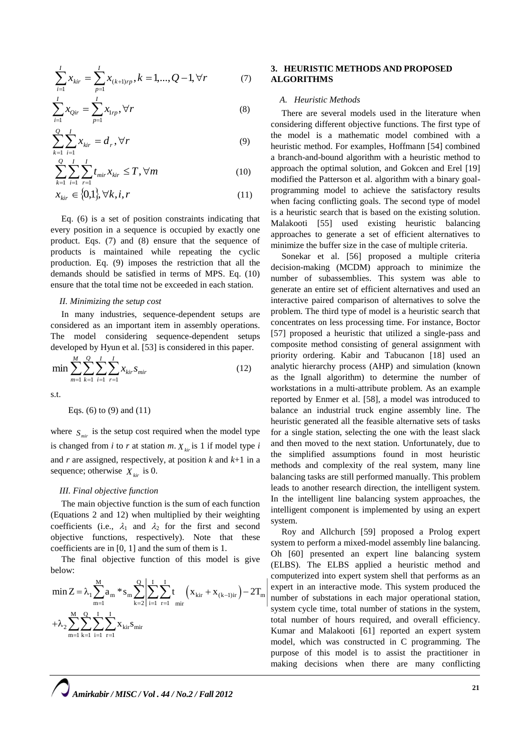$$\sum_{i=1}^{I} x_{kir} = \sum_{p=1}^{I} x_{(k+1)rp}, k = 1,...,Q-1, \forall r \quad (7)$$

$$\sum_{i=1}^{I} x_{Qir} = \sum_{p=1}^{I} x_{1rp}, \forall r \quad (8)$$

$$\sum_{k=1}^{Q}\sum_{i=1}^{I} x_{kir} = d_r, \forall r \quad (9)$$

$$\sum_{k=1}^{Q}\sum_{i=1}^{I}\sum_{r=1}^{I} t_{mir} x_{kir} \le T, \forall m \quad (10)$$

$$x_{kir} \in \{0,1\}, \forall k,i,r \quad (11)$$

Eq. (6) is a set of position constraints indicating that every position in a sequence is occupied by exactly one product. Eqs. (7) and (8) ensure that the sequence of products is maintained while repeating the cyclic production. Eq. (9) imposes the restriction that all the demands should be satisfied in terms of MPS. Eq. (10) ensure that the total time not be exceeded in each station.

*II. Minimizing the setup cost*

In many industries, sequence-dependent setups are considered as an important item in assembly operations. The model considering sequence-dependent setups developed by Hyun et al. [53] is considered in this paper.

$$\min \sum_{m=1}^{M}\sum_{k=1}^{Q}\sum_{i=1}^{I}\sum_{r=1}^{I} x_{kir} s_{mir} \quad (12)$$

s.t.

Eqs. (6) to (9) and (11)

where $s_{mir}$ is the setup cost required when the model type is changed from *i* to *r* at station *m*. $X_{kir}$ is 1 if model type *i* and *r* are assigned, respectively, at position *k* and *k*+1 in a sequence; otherwise $X_{kir}$ is 0.

*III. Final objective function*

The main objective function is the sum of each function (Equations 2 and 12) when multiplied by their weighting coefficients (i.e., $\lambda_1$ and $\lambda_2$ for the first and second objective functions, respectively). Note that these coefficients are in [0, 1] and the sum of them is 1.

The final objective function of this model is give below:

$$\min Z = \lambda_1 \sum_{m=1}^{M} a_m * s_m \sum_{k=2}^{Q} \left| \sum_{i=1}^{I}\sum_{r=1}^{I} t_{mir} \left( x_{kir} + x_{(k-1)ir} \right) - 2T_m \right| + \lambda_2 \sum_{m=1}^{M}\sum_{k=1}^{Q}\sum_{i=1}^{I}\sum_{r=1}^{I} x_{kir} s_{mir}$$

## 3. HEURISTIC METHODS AND PROPOSED ALGORITHMS

### *A. Heuristic Methods*

There are several models used in the literature when considering different objective functions. The first type of the model is a mathematic model combined with a heuristic method. For examples, Hoffmann [54] combined a branch-and-bound algorithm with a heuristic method to approach the optimal solution, and Gokcen and Erel [19] modified the Patterson et al. algorithm with a binary goal-programming model to achieve the satisfactory results when facing conflicting goals. The second type of model is a heuristic search that is based on the existing solution. Malakooti [55] used existing heuristic balancing approaches to generate a set of efficient alternatives to minimize the buffer size in the case of multiple criteria.

Sonekar et al. [56] proposed a multiple criteria decision-making (MCDM) approach to minimize the number of subassemblies. This system was able to generate an entire set of efficient alternatives and used an interactive paired comparison of alternatives to solve the problem. The third type of model is a heuristic search that concentrates on less processing time. For instance, Boctor [57] proposed a heuristic that utilized a single-pass and composite method consisting of general assignment with priority ordering. Kabir and Tabucanon [18] used an analytic hierarchy process (AHP) and simulation (known as the Ignall algorithm) to determine the number of workstations in a multi-attribute problem. As an example reported by Enmer et al. [58], a model was introduced to balance an industrial truck engine assembly line. The heuristic generated all the feasible alternative sets of tasks for a single station, selecting the one with the least slack and then moved to the next station. Unfortunately, due to the simplified assumptions found in most heuristic methods and complexity of the real system, many line balancing tasks are still performed manually. This problem leads to another research direction, the intelligent system. In the intelligent line balancing system approaches, the intelligent component is implemented by using an expert system.

Roy and Allchurch [59] proposed a Prolog expert system to perform a mixed-model assembly line balancing. Oh [60] presented an expert line balancing system (ELBS). The ELBS applied a heuristic method and computerized into expert system shell that performs as an expert in an interactive mode. This system produced the number of substations in each major operational station, system cycle time, total number of stations in the system, total number of hours required, and overall efficiency. Kumar and Malakooti [61] reported an expert system model, which was constructed in C programming. The purpose of this model is to assist the practitioner in making decisions when there are many conflicting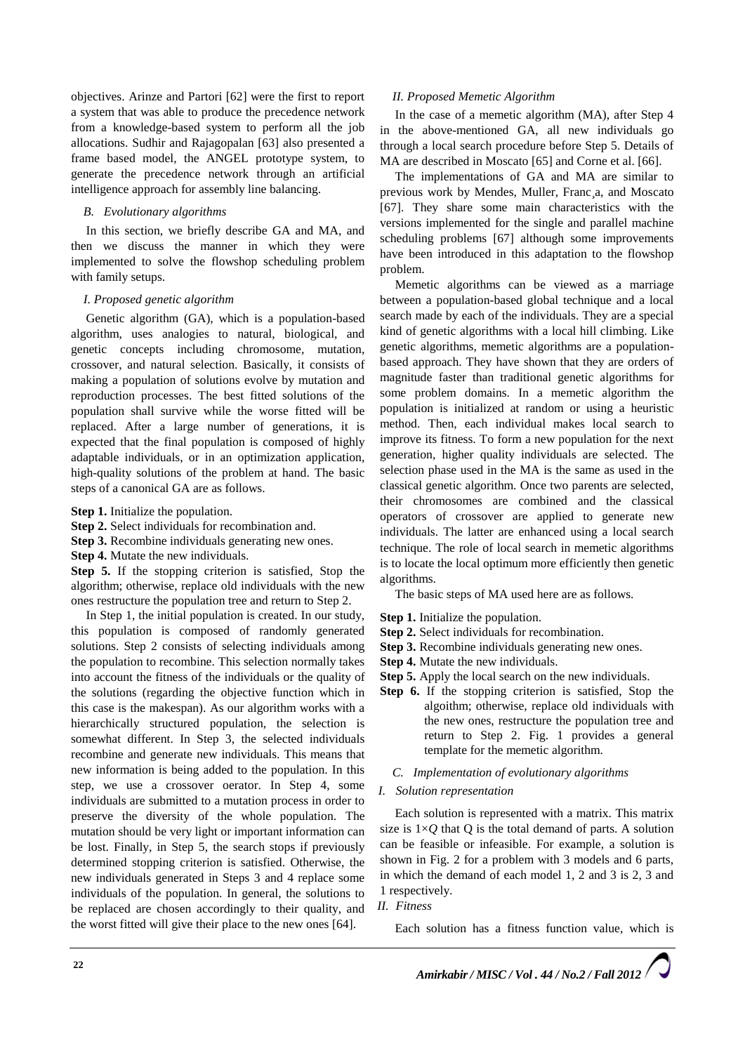objectives. Arinze and Partori [62] were the first to report a system that was able to produce the precedence network from a knowledge-based system to perform all the job allocations. Sudhir and Rajagopalan [63] also presented a frame based model, the ANGEL prototype system, to generate the precedence network through an artificial intelligence approach for assembly line balancing.

### B. Evolutionary algorithms

In this section, we briefly describe GA and MA, and then we discuss the manner in which they were implemented to solve the flowshop scheduling problem with family setups.

#### I. Proposed genetic algorithm

Genetic algorithm (GA), which is a population-based algorithm, uses analogies to natural, biological, and genetic concepts including chromosome, mutation, crossover, and natural selection. Basically, it consists of making a population of solutions evolve by mutation and reproduction processes. The best fitted solutions of the population shall survive while the worse fitted will be replaced. After a large number of generations, it is expected that the final population is composed of highly adaptable individuals, or in an optimization application, high-quality solutions of the problem at hand. The basic steps of a canonical GA are as follows.

**Step 1.** Initialize the population.

**Step 2.** Select individuals for recombination and.

**Step 3.** Recombine individuals generating new ones.

**Step 4.** Mutate the new individuals.

**Step 5.** If the stopping criterion is satisfied, Stop the algorithm; otherwise, replace old individuals with the new ones restructure the population tree and return to Step 2.

In Step 1, the initial population is created. In our study, this population is composed of randomly generated solutions. Step 2 consists of selecting individuals among the population to recombine. This selection normally takes into account the fitness of the individuals or the quality of the solutions (regarding the objective function which in this case is the makespan). As our algorithm works with a hierarchically structured population, the selection is somewhat different. In Step 3, the selected individuals recombine and generate new individuals. This means that new information is being added to the population. In this step, we use a crossover oerator. In Step 4, some individuals are submitted to a mutation process in order to preserve the diversity of the whole population. The mutation should be very light or important information can be lost. Finally, in Step 5, the search stops if previously determined stopping criterion is satisfied. Otherwise, the new individuals generated in Steps 3 and 4 replace some individuals of the population. In general, the solutions to be replaced are chosen accordingly to their quality, and the worst fitted will give their place to the new ones [64].

#### II. Proposed Memetic Algorithm

In the case of a memetic algorithm (MA), after Step 4 in the above-mentioned GA, all new individuals go through a local search procedure before Step 5. Details of MA are described in Moscato [65] and Corne et al. [66].

The implementations of GA and MA are similar to previous work by Mendes, Muller, Franc¸a, and Moscato [67]. They share some main characteristics with the versions implemented for the single and parallel machine scheduling problems [67] although some improvements have been introduced in this adaptation to the flowshop problem.

Memetic algorithms can be viewed as a marriage between a population-based global technique and a local search made by each of the individuals. They are a special kind of genetic algorithms with a local hill climbing. Like genetic algorithms, memetic algorithms are a population-based approach. They have shown that they are orders of magnitude faster than traditional genetic algorithms for some problem domains. In a memetic algorithm the population is initialized at random or using a heuristic method. Then, each individual makes local search to improve its fitness. To form a new population for the next generation, higher quality individuals are selected. The selection phase used in the MA is the same as used in the classical genetic algorithm. Once two parents are selected, their chromosomes are combined and the classical operators of crossover are applied to generate new individuals. The latter are enhanced using a local search technique. The role of local search in memetic algorithms is to locate the local optimum more efficiently then genetic algorithms.

The basic steps of MA used here are as follows.

**Step 1.** Initialize the population.

**Step 2.** Select individuals for recombination.

**Step 3.** Recombine individuals generating new ones.

**Step 4.** Mutate the new individuals.

**Step 5.** Apply the local search on the new individuals.

**Step 6.** If the stopping criterion is satisfied, Stop the algoithm; otherwise, replace old individuals with the new ones, restructure the population tree and return to Step 2. Fig. 1 provides a general template for the memetic algorithm.

### C. Implementation of evolutionary algorithms

#### I. Solution representation

Each solution is represented with a matrix. This matrix size is $1 \times Q$ that Q is the total demand of parts. A solution can be feasible or infeasible. For example, a solution is shown in Fig. 2 for a problem with 3 models and 6 parts, in which the demand of each model 1, 2 and 3 is 2, 3 and 1 respectively.

#### II. Fitness

Each solution has a fitness function value, which is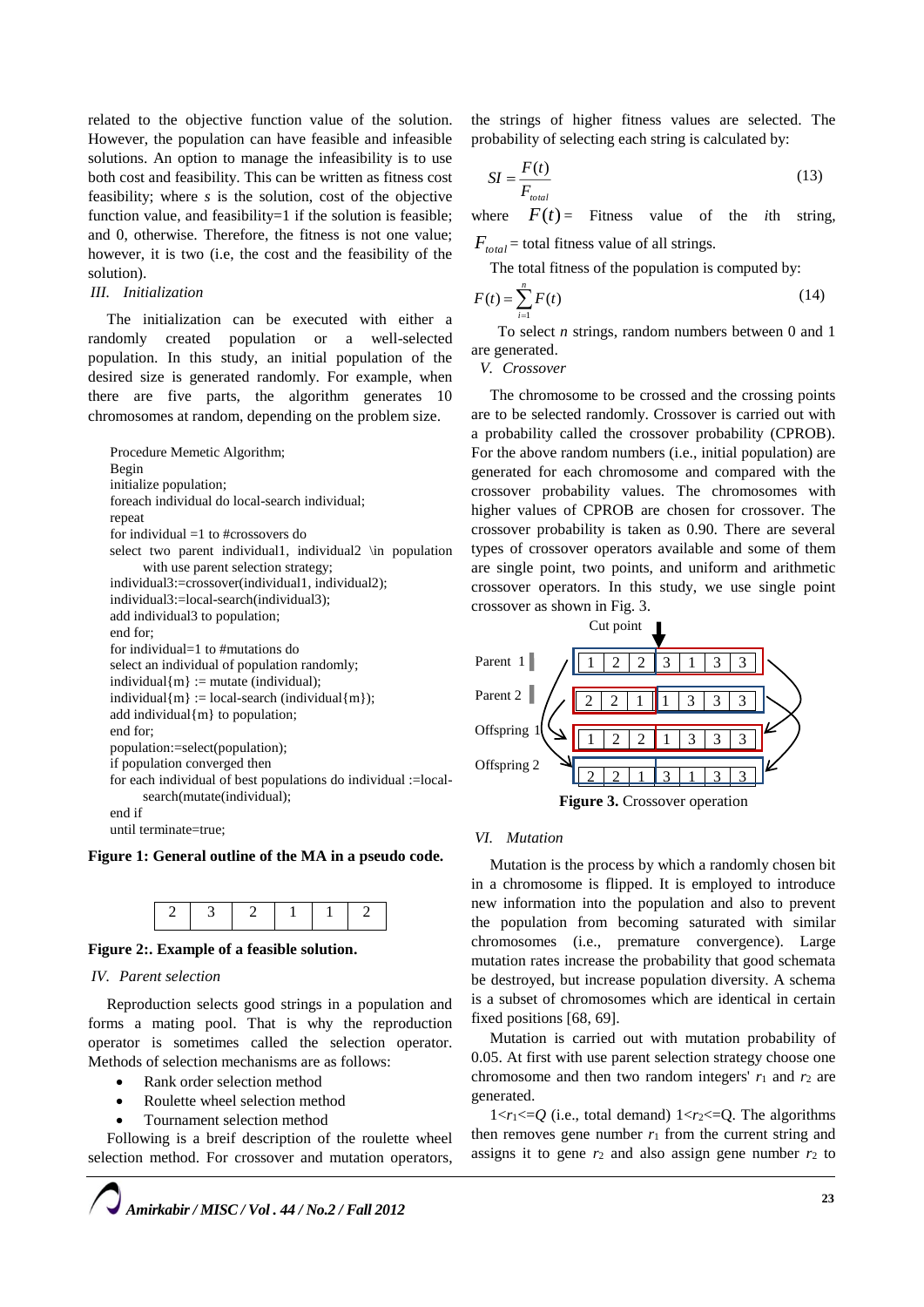related to the objective function value of the solution. However, the population can have feasible and infeasible solutions. An option to manage the infeasibility is to use both cost and feasibility. This can be written as fitness cost feasibility; where *s* is the solution, cost of the objective function value, and feasibility=1 if the solution is feasible; and 0, otherwise. Therefore, the fitness is not one value; however, it is two (i.e, the cost and the feasibility of the solution).

### *III. Initialization*

The initialization can be executed with either a randomly created population or a well-selected population. In this study, an initial population of the desired size is generated randomly. For example, when there are five parts, the algorithm generates 10 chromosomes at random, depending on the problem size.

```
Procedure Memetic Algorithm;
Begin
initialize population;
foreach individual do local-search individual;
repeat
for individual =1 to #crossovers do
select two parent individual1, individual2 \in population
      with use parent selection strategy;
individual3:=crossover(individual1, individual2);
individual3:=local-search(individual3);
add individual3 to population;
end for;
for individual=1 to #mutations do
select an individual of population randomly;
individual{m} := mutate (individual);
individual{m} := local-search (individual{m});
add individual{m} to population;
end for;
population:=select(population);
if population converged then
for each individual of best populations do individual :=local-
      search(mutate(individual);
end if
until terminate=true;
```

**Figure 1: General outline of the MA in a pseudo code.**

| 2 | 3 | 2 | 1 | 1 | 2 |
|---|---|---|---|---|---|

**Figure 2:. Example of a feasible solution.**

### *IV. Parent selection*

Reproduction selects good strings in a population and forms a mating pool. That is why the reproduction operator is sometimes called the selection operator. Methods of selection mechanisms are as follows:

- Rank order selection method
- Roulette wheel selection method
- Tournament selection method

Following is a breif description of the roulette wheel selection method. For crossover and mutation operators, the strings of higher fitness values are selected. The probability of selecting each string is calculated by:

$$SI = \frac{F(t)}{F_{total}} \tag{13}$$

where $F(t)$ = Fitness value of the *i*th string, $F_{total}$ = total fitness value of all strings.

The total fitness of the population is computed by:

$$F(t) = \sum_{i=1}^{n} F(t) \tag{14}$$

To select *n* strings, random numbers between 0 and 1 are generated.

### *V. Crossover*

The chromosome to be crossed and the crossing points are to be selected randomly. Crossover is carried out with a probability called the crossover probability (CPROB). For the above random numbers (i.e., initial population) are generated for each chromosome and compared with the crossover probability values. The chromosomes with higher values of CPROB are chosen for crossover. The crossover probability is taken as 0.90. There are several types of crossover operators available and some of them are single point, two points, and uniform and arithmetic crossover operators. In this study, we use single point crossover as shown in Fig. 3.

Cut point

| | | | | | | | |
|---|---|---|---|---|---|---|---|
| Parent 1 | 1 | 2 | 2 | 3 | 1 | 3 | 3 |
| Parent 2 | 2 | 2 | 1 | 1 | 3 | 3 | 3 |
| Offspring 1 | 1 | 2 | 2 | 1 | 3 | 3 | 3 |
| Offspring 2 | 2 | 2 | 1 | 3 | 1 | 3 | 3 |

**Figure 3.** Crossover operation

### *VI. Mutation*

Mutation is the process by which a randomly chosen bit in a chromosome is flipped. It is employed to introduce new information into the population and also to prevent the population from becoming saturated with similar chromosomes (i.e., premature convergence). Large mutation rates increase the probability that good schemata be destroyed, but increase population diversity. A schema is a subset of chromosomes which are identical in certain fixed positions [68, 69].

Mutation is carried out with mutation probability of 0.05. At first with use parent selection strategy choose one chromosome and then two random integers' $r_1$ and $r_2$ are generated.

$1<r_1<=Q$ (i.e., total demand) $1<r_2<=Q$. The algorithms then removes gene number $r_1$ from the current string and assigns it to gene $r_2$ and also assign gene number $r_2$ to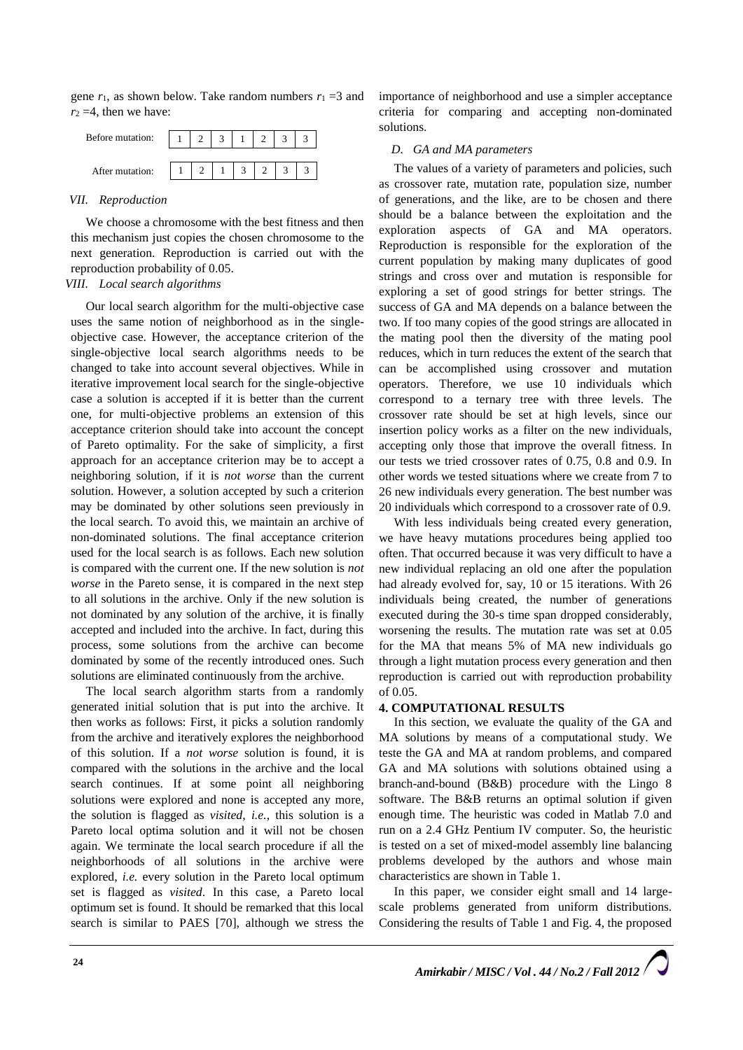gene $r_1$, as shown below. Take random numbers $r_1 = 3$ and $r_2 = 4$, then we have:

| | | | | | | | |
|---|---|---|---|---|---|---|---|
| Before mutation: | 1 | 2 | 3 | 1 | 2 | 3 | 3 |
| After mutation: | 1 | 2 | 1 | 3 | 2 | 3 | 3 |

### *VII. Reproduction*

We choose a chromosome with the best fitness and then this mechanism just copies the chosen chromosome to the next generation. Reproduction is carried out with the reproduction probability of 0.05.

### *VIII. Local search algorithms*

Our local search algorithm for the multi-objective case uses the same notion of neighborhood as in the single-objective case. However, the acceptance criterion of the single-objective local search algorithms needs to be changed to take into account several objectives. While in iterative improvement local search for the single-objective case a solution is accepted if it is better than the current one, for multi-objective problems an extension of this acceptance criterion should take into account the concept of Pareto optimality. For the sake of simplicity, a first approach for an acceptance criterion may be to accept a neighboring solution, if it is *not worse* than the current solution. However, a solution accepted by such a criterion may be dominated by other solutions seen previously in the local search. To avoid this, we maintain an archive of non-dominated solutions. The final acceptance criterion used for the local search is as follows. Each new solution is compared with the current one. If the new solution is *not worse* in the Pareto sense, it is compared in the next step to all solutions in the archive. Only if the new solution is not dominated by any solution of the archive, it is finally accepted and included into the archive. In fact, during this process, some solutions from the archive can become dominated by some of the recently introduced ones. Such solutions are eliminated continuously from the archive.

The local search algorithm starts from a randomly generated initial solution that is put into the archive. It then works as follows: First, it picks a solution randomly from the archive and iteratively explores the neighborhood of this solution. If a *not worse* solution is found, it is compared with the solutions in the archive and the local search continues. If at some point all neighboring solutions were explored and none is accepted any more, the solution is flagged as *visited*, *i.e.*, this solution is a Pareto local optima solution and it will not be chosen again. We terminate the local search procedure if all the neighborhoods of all solutions in the archive were explored, *i.e.* every solution in the Pareto local optimum set is flagged as *visited*. In this case, a Pareto local optimum set is found. It should be remarked that this local search is similar to PAES [70], although we stress the importance of neighborhood and use a simpler acceptance criteria for comparing and accepting non-dominated solutions.

### *D. GA and MA parameters*

The values of a variety of parameters and policies, such as crossover rate, mutation rate, population size, number of generations, and the like, are to be chosen and there should be a balance between the exploitation and the exploration aspects of GA and MA operators. Reproduction is responsible for the exploration of the current population by making many duplicates of good strings and cross over and mutation is responsible for exploring a set of good strings for better strings. The success of GA and MA depends on a balance between the two. If too many copies of the good strings are allocated in the mating pool then the diversity of the mating pool reduces, which in turn reduces the extent of the search that can be accomplished using crossover and mutation operators. Therefore, we use 10 individuals which correspond to a ternary tree with three levels. The crossover rate should be set at high levels, since our insertion policy works as a filter on the new individuals, accepting only those that improve the overall fitness. In our tests we tried crossover rates of 0.75, 0.8 and 0.9. In other words we tested situations where we create from 7 to 26 new individuals every generation. The best number was 20 individuals which correspond to a crossover rate of 0.9.

With less individuals being created every generation, we have heavy mutations procedures being applied too often. That occurred because it was very difficult to have a new individual replacing an old one after the population had already evolved for, say, 10 or 15 iterations. With 26 individuals being created, the number of generations executed during the 30-s time span dropped considerably, worsening the results. The mutation rate was set at 0.05 for the MA that means 5% of MA new individuals go through a light mutation process every generation and then reproduction is carried out with reproduction probability of 0.05.

## 4. COMPUTATIONAL RESULTS

In this section, we evaluate the quality of the GA and MA solutions by means of a computational study. We teste the GA and MA at random problems, and compared GA and MA solutions with solutions obtained using a branch-and-bound (B&B) procedure with the Lingo 8 software. The B&B returns an optimal solution if given enough time. The heuristic was coded in Matlab 7.0 and run on a 2.4 GHz Pentium IV computer. So, the heuristic is tested on a set of mixed-model assembly line balancing problems developed by the authors and whose main characteristics are shown in Table 1.

In this paper, we consider eight small and 14 large-scale problems generated from uniform distributions. Considering the results of Table 1 and Fig. 4, the proposed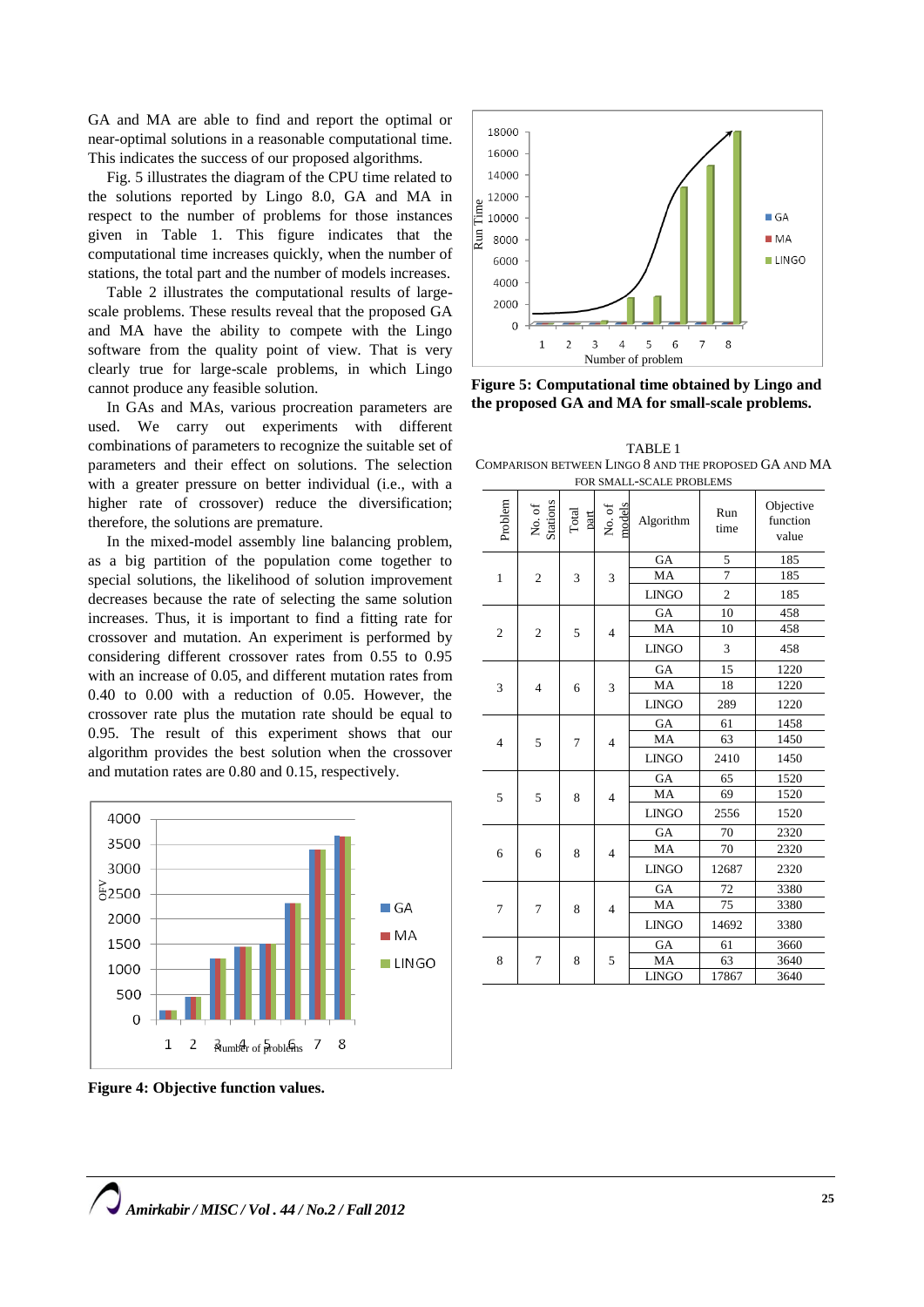GA and MA are able to find and report the optimal or near-optimal solutions in a reasonable computational time. This indicates the success of our proposed algorithms.

Fig. 5 illustrates the diagram of the CPU time related to the solutions reported by Lingo 8.0, GA and MA in respect to the number of problems for those instances given in Table 1. This figure indicates that the computational time increases quickly, when the number of stations, the total part and the number of models increases.

Table 2 illustrates the computational results of large-scale problems. These results reveal that the proposed GA and MA have the ability to compete with the Lingo software from the quality point of view. That is very clearly true for large-scale problems, in which Lingo cannot produce any feasible solution.

In GAs and MAs, various procreation parameters are used. We carry out experiments with different combinations of parameters to recognize the suitable set of parameters and their effect on solutions. The selection with a greater pressure on better individual (i.e., with a higher rate of crossover) reduce the diversification; therefore, the solutions are premature.

In the mixed-model assembly line balancing problem, as a big partition of the population come together to special solutions, the likelihood of solution improvement decreases because the rate of selecting the same solution increases. Thus, it is important to find a fitting rate for crossover and mutation. An experiment is performed by considering different crossover rates from 0.55 to 0.95 with an increase of 0.05, and different mutation rates from 0.40 to 0.00 with a reduction of 0.05. However, the crossover rate plus the mutation rate should be equal to 0.95. The result of this experiment shows that our algorithm provides the best solution when the crossover and mutation rates are 0.80 and 0.15, respectively.

**Figure 4: Objective function values.**

**Figure 5: Computational time obtained by Lingo and the proposed GA and MA for small-scale problems.**

TABLE 1
COMPARISON BETWEEN LINGO 8 AND THE PROPOSED GA AND MA FOR SMALL-SCALE PROBLEMS

| Problem | No. of Stations | Total part | No. of models | Algorithm | Run time | Objective function value |
|---|---|---|---|---|---|---|
| 1 | 2 | 3 | 3 | GA | 5 | 185 |
| | | | | MA | 7 | 185 |
| | | | | LINGO | 2 | 185 |
| 2 | 2 | 5 | 4 | GA | 10 | 458 |
| | | | | MA | 10 | 458 |
| | | | | LINGO | 3 | 458 |
| 3 | 4 | 6 | 3 | GA | 15 | 1220 |
| | | | | MA | 18 | 1220 |
| | | | | LINGO | 289 | 1220 |
| 4 | 5 | 7 | 4 | GA | 61 | 1458 |
| | | | | MA | 63 | 1450 |
| | | | | LINGO | 2410 | 1450 |
| 5 | 5 | 8 | 4 | GA | 65 | 1520 |
| | | | | MA | 69 | 1520 |
| | | | | LINGO | 2556 | 1520 |
| 6 | 6 | 8 | 4 | GA | 70 | 2320 |
| | | | | MA | 70 | 2320 |
| | | | | LINGO | 12687 | 2320 |
| 7 | 7 | 8 | 4 | GA | 72 | 3380 |
| | | | | MA | 75 | 3380 |
| | | | | LINGO | 14692 | 3380 |
| 8 | 7 | 8 | 5 | GA | 61 | 3660 |
| | | | | MA | 63 | 3640 |
| | | | | LINGO | 17867 | 3640 |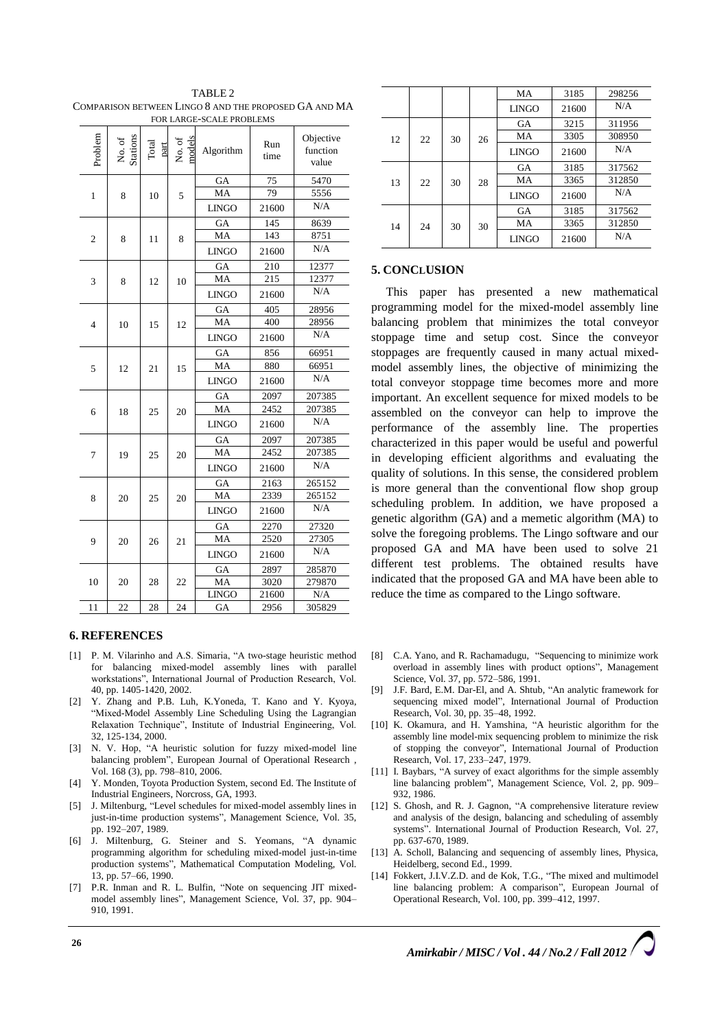TABLE 2
COMPARISON BETWEEN LINGO 8 AND THE PROPOSED GA AND MA FOR LARGE-SCALE PROBLEMS

| Problem | No. of Stations | Total part | No. of models | Algorithm | Run time | Objective function value |
|---|---|---|---|---|---|---|
| 1 | 8 | 10 | 5 | GA | 75 | 5470 |
| | | | | MA | 79 | 5556 |
| | | | | LINGO | 21600 | N/A |
| 2 | 8 | 11 | 8 | GA | 145 | 8639 |
| | | | | MA | 143 | 8751 |
| | | | | LINGO | 21600 | N/A |
| 3 | 8 | 12 | 10 | GA | 210 | 12377 |
| | | | | MA | 215 | 12377 |
| | | | | LINGO | 21600 | N/A |
| 4 | 10 | 15 | 12 | GA | 405 | 28956 |
| | | | | MA | 400 | 28956 |
| | | | | LINGO | 21600 | N/A |
| 5 | 12 | 21 | 15 | GA | 856 | 66951 |
| | | | | MA | 880 | 66951 |
| | | | | LINGO | 21600 | N/A |
| 6 | 18 | 25 | 20 | GA | 2097 | 207385 |
| | | | | MA | 2452 | 207385 |
| | | | | LINGO | 21600 | N/A |
| 7 | 19 | 25 | 20 | GA | 2097 | 207385 |
| | | | | MA | 2452 | 207385 |
| | | | | LINGO | 21600 | N/A |
| 8 | 20 | 25 | 20 | GA | 2163 | 265152 |
| | | | | MA | 2339 | 265152 |
| | | | | LINGO | 21600 | N/A |
| 9 | 20 | 26 | 21 | GA | 2270 | 27320 |
| | | | | MA | 2520 | 27305 |
| | | | | LINGO | 21600 | N/A |
| 10 | 20 | 28 | 22 | GA | 2897 | 285870 |
| | | | | MA | 3020 | 279870 |
| | | | | LINGO | 21600 | N/A |
| 11 | 22 | 28 | 24 | GA | 2956 | 305829 |
| | | | | MA | 3185 | 298256 |
| | | | | LINGO | 21600 | N/A |
| 12 | 22 | 30 | 26 | GA | 3215 | 311956 |
| | | | | MA | 3305 | 308950 |
| | | | | LINGO | 21600 | N/A |
| 13 | 22 | 30 | 28 | GA | 3185 | 317562 |
| | | | | MA | 3365 | 312850 |
| | | | | LINGO | 21600 | N/A |
| 14 | 24 | 30 | 30 | GA | 3185 | 317562 |
| | | | | MA | 3365 | 312850 |
| | | | | LINGO | 21600 | N/A |

## 5. CONCLUSION

This paper has presented a new mathematical programming model for the mixed-model assembly line balancing problem that minimizes the total conveyor stoppage time and setup cost. Since the conveyor stoppages are frequently caused in many actual mixed-model assembly lines, the objective of minimizing the total conveyor stoppage time becomes more and more important. An excellent sequence for mixed models to be assembled on the conveyor can help to improve the performance of the assembly line. The properties characterized in this paper would be useful and powerful in developing efficient algorithms and evaluating the quality of solutions. In this sense, the considered problem is more general than the conventional flow shop group scheduling problem. In addition, we have proposed a genetic algorithm (GA) and a memetic algorithm (MA) to solve the foregoing problems. The Lingo software and our proposed GA and MA have been used to solve 21 different test problems. The obtained results have indicated that the proposed GA and MA have been able to reduce the time as compared to the Lingo software.

## 6. REFERENCES

[1] P. M. Vilarinho and A.S. Simaria, "A two-stage heuristic method for balancing mixed-model assembly lines with parallel workstations", International Journal of Production Research, Vol. 40, pp. 1405-1420, 2002.

[2] Y. Zhang and P.B. Luh, K.Yoneda, T. Kano and Y. Kyoya, "Mixed-Model Assembly Line Scheduling Using the Lagrangian Relaxation Technique", Institute of Industrial Engineering, Vol. 32, 125-134, 2000.

[3] N. V. Hop, "A heuristic solution for fuzzy mixed-model line balancing problem", European Journal of Operational Research , Vol. 168 (3), pp. 798–810, 2006.

[4] Y. Monden, Toyota Production System, second Ed. The Institute of Industrial Engineers, Norcross, GA, 1993.

[5] J. Miltenburg, "Level schedules for mixed-model assembly lines in just-in-time production systems", Management Science, Vol. 35, pp. 192–207, 1989.

[6] J. Miltenburg, G. Steiner and S. Yeomans, "A dynamic programming algorithm for scheduling mixed-model just-in-time production systems", Mathematical Computation Modeling, Vol. 13, pp. 57–66, 1990.

[7] P.R. Inman and R. L. Bulfin, "Note on sequencing JIT mixed-model assembly lines", Management Science, Vol. 37, pp. 904–910, 1991.

[8] C.A. Yano, and R. Rachamadugu, "Sequencing to minimize work overload in assembly lines with product options", Management Science, Vol. 37, pp. 572–586, 1991.

[9] J.F. Bard, E.M. Dar-El, and A. Shtub, "An analytic framework for sequencing mixed model", International Journal of Production Research, Vol. 30, pp. 35–48, 1992.

[10] K. Okamura, and H. Yamshina, "A heuristic algorithm for the assembly line model-mix sequencing problem to minimize the risk of stopping the conveyor", International Journal of Production Research, Vol. 17, 233–247, 1979.

[11] I. Baybars, "A survey of exact algorithms for the simple assembly line balancing problem", Management Science, Vol. 2, pp. 909–932, 1986.

[12] S. Ghosh, and R. J. Gagnon, "A comprehensive literature review and analysis of the design, balancing and scheduling of assembly systems". International Journal of Production Research, Vol. 27, pp. 637-670, 1989.

[13] A. Scholl, Balancing and sequencing of assembly lines, Physica, Heidelberg, second Ed., 1999.

[14] Fokkert, J.I.V.Z.D. and de Kok, T.G., "The mixed and multimodel line balancing problem: A comparison", European Journal of Operational Research, Vol. 100, pp. 399–412, 1997.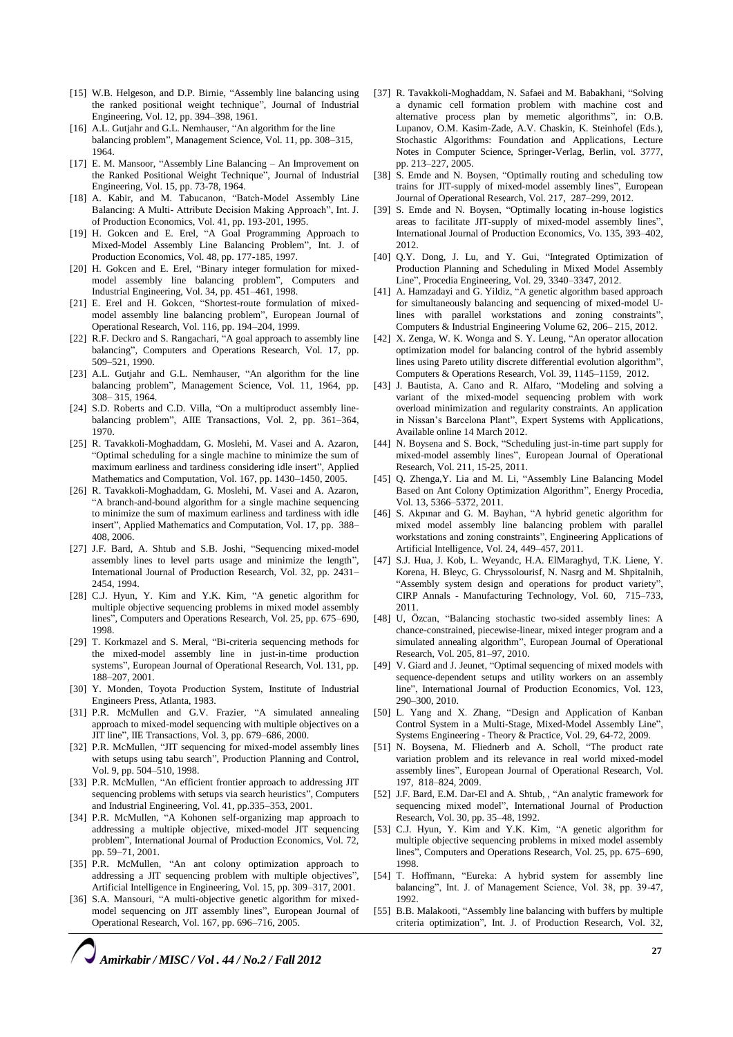[15] W.B. Helgeson, and D.P. Birnie, "Assembly line balancing using the ranked positional weight technique", Journal of Industrial Engineering, Vol. 12, pp. 394–398, 1961.

[16] A.L. Gutjahr and G.L. Nemhauser, "An algorithm for the line balancing problem", Management Science, Vol. 11, pp. 308–315, 1964.

[17] E. M. Mansoor, "Assembly Line Balancing – An Improvement on the Ranked Positional Weight Technique", Journal of Industrial Engineering, Vol. 15, pp. 73-78, 1964.

[18] A. Kabir, and M. Tabucanon, "Batch-Model Assembly Line Balancing: A Multi- Attribute Decision Making Approach", Int. J. of Production Economics, Vol. 41, pp. 193-201, 1995.

[19] H. Gokcen and E. Erel, "A Goal Programming Approach to Mixed-Model Assembly Line Balancing Problem", Int. J. of Production Economics, Vol. 48, pp. 177-185, 1997.

[20] H. Gokcen and E. Erel, "Binary integer formulation for mixed-model assembly line balancing problem", Computers and Industrial Engineering, Vol. 34, pp. 451–461, 1998.

[21] E. Erel and H. Gokcen, "Shortest-route formulation of mixed-model assembly line balancing problem", European Journal of Operational Research, Vol. 116, pp. 194–204, 1999.

[22] R.F. Deckro and S. Rangachari, "A goal approach to assembly line balancing", Computers and Operations Research, Vol. 17, pp. 509–521, 1990.

[23] A.L. Gutjahr and G.L. Nemhauser, "An algorithm for the line balancing problem", Management Science, Vol. 11, 1964, pp. 308– 315, 1964.

[24] S.D. Roberts and C.D. Villa, "On a multiproduct assembly line-balancing problem", AIIE Transactions, Vol. 2, pp. 361–364, 1970.

[25] R. Tavakkoli-Moghaddam, G. Moslehi, M. Vasei and A. Azaron, "Optimal scheduling for a single machine to minimize the sum of maximum earliness and tardiness considering idle insert", Applied Mathematics and Computation, Vol. 167, pp. 1430–1450, 2005.

[26] R. Tavakkoli-Moghaddam, G. Moslehi, M. Vasei and A. Azaron, "A branch-and-bound algorithm for a single machine sequencing to minimize the sum of maximum earliness and tardiness with idle insert", Applied Mathematics and Computation, Vol. 17, pp. 388–408, 2006.

[27] J.F. Bard, A. Shtub and S.B. Joshi, "Sequencing mixed-model assembly lines to level parts usage and minimize the length", International Journal of Production Research, Vol. 32, pp. 2431–2454, 1994.

[28] C.J. Hyun, Y. Kim and Y.K. Kim, "A genetic algorithm for multiple objective sequencing problems in mixed model assembly lines", Computers and Operations Research, Vol. 25, pp. 675–690, 1998.

[29] T. Korkmazel and S. Meral, "Bi-criteria sequencing methods for the mixed-model assembly line in just-in-time production systems", European Journal of Operational Research, Vol. 131, pp. 188–207, 2001.

[30] Y. Monden, Toyota Production System, Institute of Industrial Engineers Press, Atlanta, 1983.

[31] P.R. McMullen and G.V. Frazier, "A simulated annealing approach to mixed-model sequencing with multiple objectives on a JIT line", IIE Transactions, Vol. 3, pp. 679–686, 2000.

[32] P.R. McMullen, "JIT sequencing for mixed-model assembly lines with setups using tabu search", Production Planning and Control, Vol. 9, pp. 504–510, 1998.

[33] P.R. McMullen, "An efficient frontier approach to addressing JIT sequencing problems with setups via search heuristics", Computers and Industrial Engineering, Vol. 41, pp.335–353, 2001.

[34] P.R. McMullen, "A Kohonen self-organizing map approach to addressing a multiple objective, mixed-model JIT sequencing problem", International Journal of Production Economics, Vol. 72, pp. 59–71, 2001.

[35] P.R. McMullen, "An ant colony optimization approach to addressing a JIT sequencing problem with multiple objectives", Artificial Intelligence in Engineering, Vol. 15, pp. 309–317, 2001.

[36] S.A. Mansouri, "A multi-objective genetic algorithm for mixed-model sequencing on JIT assembly lines", European Journal of Operational Research, Vol. 167, pp. 696–716, 2005.

[37] R. Tavakkoli-Moghaddam, N. Safaei and M. Babakhani, "Solving a dynamic cell formation problem with machine cost and alternative process plan by memetic algorithms", in: O.B. Lupanov, O.M. Kasim-Zade, A.V. Chaskin, K. Steinhofel (Eds.), Stochastic Algorithms: Foundation and Applications, Lecture Notes in Computer Science, Springer-Verlag, Berlin, vol. 3777, pp. 213–227, 2005.

[38] S. Emde and N. Boysen, "Optimally routing and scheduling tow trains for JIT-supply of mixed-model assembly lines", European Journal of Operational Research, Vol. 217, 287–299, 2012.

[39] S. Emde and N. Boysen, "Optimally locating in-house logistics areas to facilitate JIT-supply of mixed-model assembly lines", International Journal of Production Economics, Vo. 135, 393–402, 2012.

[40] Q.Y. Dong, J. Lu, and Y. Gui, "Integrated Optimization of Production Planning and Scheduling in Mixed Model Assembly Line", Procedia Engineering, Vol. 29, 3340–3347, 2012.

[41] A. Hamzadayi and G. Yildiz, "A genetic algorithm based approach for simultaneously balancing and sequencing of mixed-model U-lines with parallel workstations and zoning constraints", Computers & Industrial Engineering Volume 62, 206– 215, 2012.

[42] X. Zenga, W. K. Wonga and S. Y. Leung, "An operator allocation optimization model for balancing control of the hybrid assembly lines using Pareto utility discrete differential evolution algorithm", Computers & Operations Research, Vol. 39, 1145–1159, 2012.

[43] J. Bautista, A. Cano and R. Alfaro, "Modeling and solving a variant of the mixed-model sequencing problem with work overload minimization and regularity constraints. An application in Nissan's Barcelona Plant", Expert Systems with Applications, Available online 14 March 2012.

[44] N. Boysena and S. Bock, "Scheduling just-in-time part supply for mixed-model assembly lines", European Journal of Operational Research, Vol. 211, 15-25, 2011.

[45] Q. Zhenga,Y. Lia and M. Li, "Assembly Line Balancing Model Based on Ant Colony Optimization Algorithm", Energy Procedia, Vol. 13, 5366–5372, 2011.

[46] S. Akpınar and G. M. Bayhan, "A hybrid genetic algorithm for mixed model assembly line balancing problem with parallel workstations and zoning constraints", Engineering Applications of Artificial Intelligence, Vol. 24, 449–457, 2011.

[47] S.J. Hua, J. Kob, L. Weyandc, H.A. ElMaraghyd, T.K. Liene, Y. Korena, H. Bleyc, G. Chryssolourisf, N. Nasrg and M. Shpitalnih, "Assembly system design and operations for product variety", CIRP Annals - Manufacturing Technology, Vol. 60, 715–733, 2011.

[48] U, Özcan, "Balancing stochastic two-sided assembly lines: A chance-constrained, piecewise-linear, mixed integer program and a simulated annealing algorithm", European Journal of Operational Research, Vol. 205, 81–97, 2010.

[49] V. Giard and J. Jeunet, "Optimal sequencing of mixed models with sequence-dependent setups and utility workers on an assembly line", International Journal of Production Economics, Vol. 123, 290–300, 2010.

[50] L. Yang and X. Zhang, "Design and Application of Kanban Control System in a Multi-Stage, Mixed-Model Assembly Line", Systems Engineering - Theory & Practice, Vol. 29, 64-72, 2009.

[51] N. Boysena, M. Fliednerb and A. Scholl, "The product rate variation problem and its relevance in real world mixed-model assembly lines", European Journal of Operational Research, Vol. 197, 818–824, 2009.

[52] J.F. Bard, E.M. Dar-El and A. Shtub, , "An analytic framework for sequencing mixed model", International Journal of Production Research, Vol. 30, pp. 35–48, 1992.

[53] C.J. Hyun, Y. Kim and Y.K. Kim, "A genetic algorithm for multiple objective sequencing problems in mixed model assembly lines", Computers and Operations Research, Vol. 25, pp. 675–690, 1998.

[54] T. Hoffmann, "Eureka: A hybrid system for assembly line balancing", Int. J. of Management Science, Vol. 38, pp. 39-47, 1992.

[55] B.B. Malakooti, "Assembly line balancing with buffers by multiple criteria optimization", Int. J. of Production Research, Vol. 32,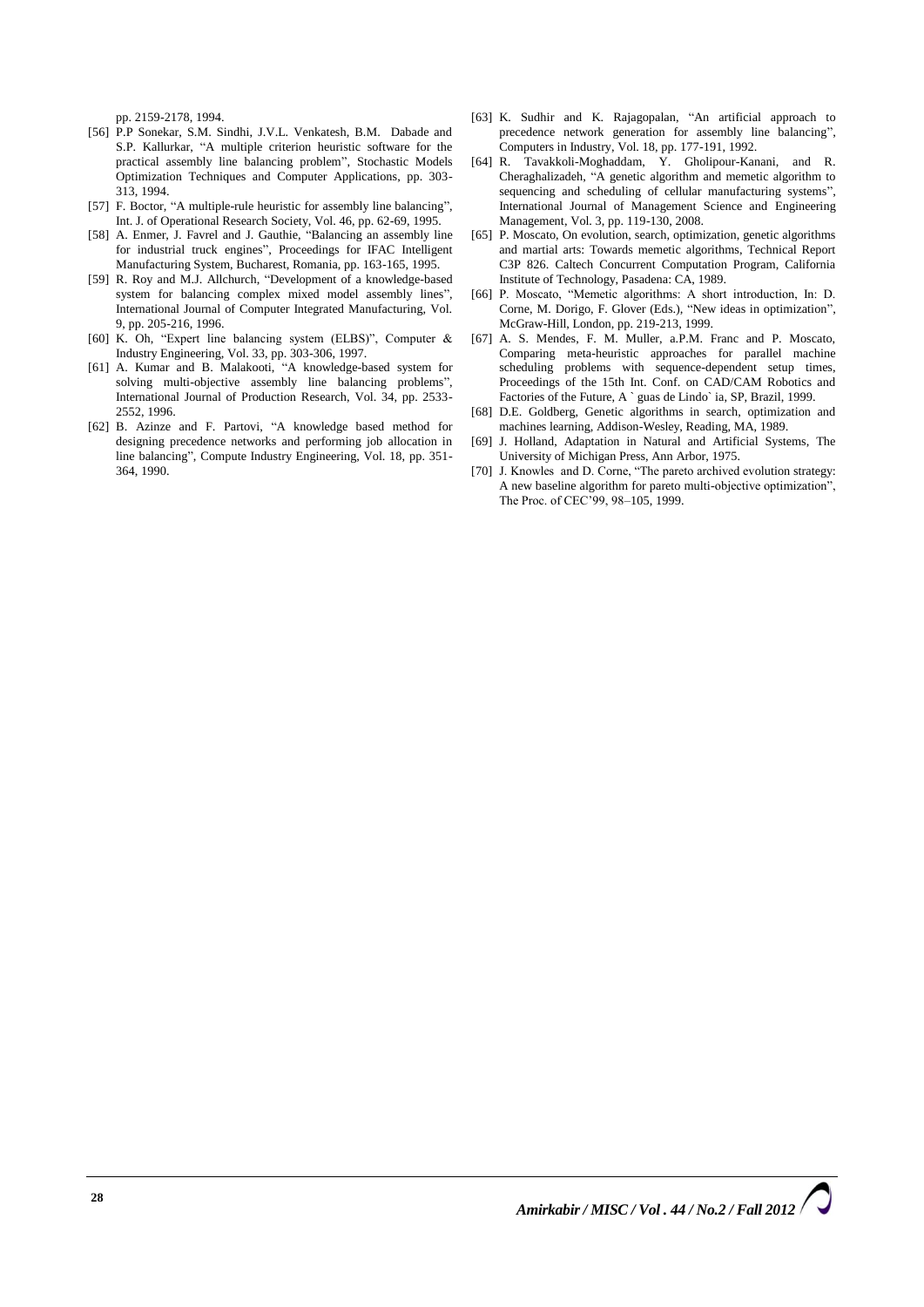pp. 2159-2178, 1994.

[56] P.P Sonekar, S.M. Sindhi, J.V.L. Venkatesh, B.M. Dabade and S.P. Kallurkar, "A multiple criterion heuristic software for the practical assembly line balancing problem", Stochastic Models Optimization Techniques and Computer Applications, pp. 303-313, 1994.

[57] F. Boctor, "A multiple-rule heuristic for assembly line balancing", Int. J. of Operational Research Society, Vol. 46, pp. 62-69, 1995.

[58] A. Enmer, J. Favrel and J. Gauthie, "Balancing an assembly line for industrial truck engines", Proceedings for IFAC Intelligent Manufacturing System, Bucharest, Romania, pp. 163-165, 1995.

[59] R. Roy and M.J. Allchurch, "Development of a knowledge-based system for balancing complex mixed model assembly lines", International Journal of Computer Integrated Manufacturing, Vol. 9, pp. 205-216, 1996.

[60] K. Oh, "Expert line balancing system (ELBS)", Computer & Industry Engineering, Vol. 33, pp. 303-306, 1997.

[61] A. Kumar and B. Malakooti, "A knowledge-based system for solving multi-objective assembly line balancing problems", International Journal of Production Research, Vol. 34, pp. 2533-2552, 1996.

[62] B. Azinze and F. Partovi, "A knowledge based method for designing precedence networks and performing job allocation in line balancing", Compute Industry Engineering, Vol. 18, pp. 351-364, 1990.

[63] K. Sudhir and K. Rajagopalan, "An artificial approach to precedence network generation for assembly line balancing", Computers in Industry, Vol. 18, pp. 177-191, 1992.

[64] R. Tavakkoli-Moghaddam, Y. Gholipour-Kanani, and R. Cheraghalizadeh, "A genetic algorithm and memetic algorithm to sequencing and scheduling of cellular manufacturing systems", International Journal of Management Science and Engineering Management, Vol. 3, pp. 119-130, 2008.

[65] P. Moscato, On evolution, search, optimization, genetic algorithms and martial arts: Towards memetic algorithms, Technical Report C3P 826. Caltech Concurrent Computation Program, California Institute of Technology, Pasadena: CA, 1989.

[66] P. Moscato, "Memetic algorithms: A short introduction, In: D. Corne, M. Dorigo, F. Glover (Eds.), "New ideas in optimization", McGraw-Hill, London, pp. 219-213, 1999.

[67] A. S. Mendes, F. M. Muller, a.P.M. Franc and P. Moscato, Comparing meta-heuristic approaches for parallel machine scheduling problems with sequence-dependent setup times, Proceedings of the 15th Int. Conf. on CAD/CAM Robotics and Factories of the Future, A ` guas de Lindo` ia, SP, Brazil, 1999.

[68] D.E. Goldberg, Genetic algorithms in search, optimization and machines learning, Addison-Wesley, Reading, MA, 1989.

[69] J. Holland, Adaptation in Natural and Artificial Systems, The University of Michigan Press, Ann Arbor, 1975.

[70] J. Knowles and D. Corne, "The pareto archived evolution strategy: A new baseline algorithm for pareto multi-objective optimization", The Proc. of CEC'99, 98–105, 1999.